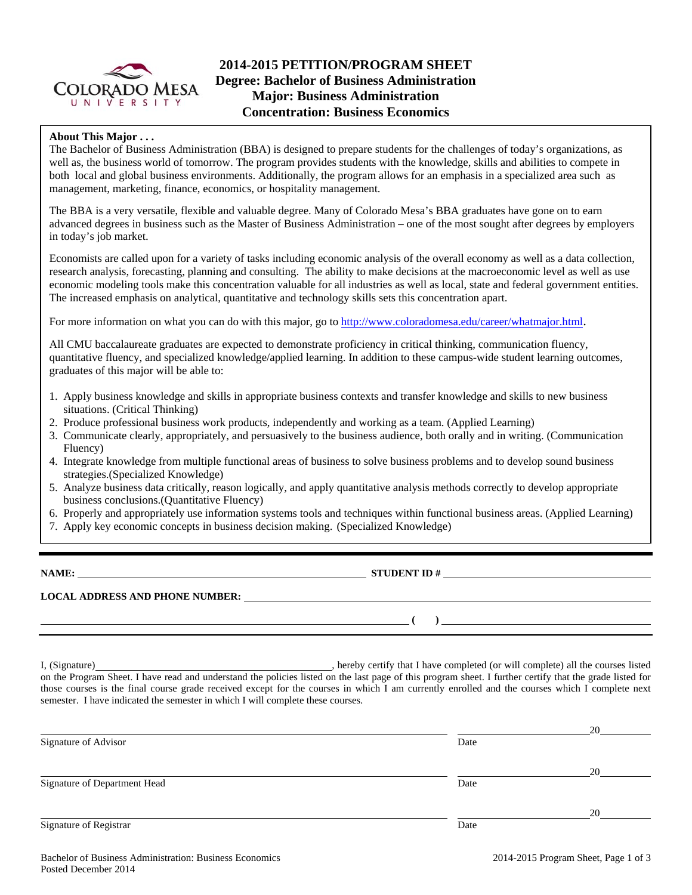# 2014-2015 PETITION/PROGRAM SHEET
## Degree: Bachelor of Business Administration
## Major: Business Administration
## Concentration: Business Economics

**About This Major . . .**

The Bachelor of Business Administration (BBA) is designed to prepare students for the challenges of today's organizations, as well as, the business world of tomorrow. The program provides students with the knowledge, skills and abilities to compete in both local and global business environments. Additionally, the program allows for an emphasis in a specialized area such as management, marketing, finance, economics, or hospitality management.

The BBA is a very versatile, flexible and valuable degree. Many of Colorado Mesa's BBA graduates have gone on to earn advanced degrees in business such as the Master of Business Administration – one of the most sought after degrees by employers in today's job market.

Economists are called upon for a variety of tasks including economic analysis of the overall economy as well as a data collection, research analysis, forecasting, planning and consulting. The ability to make decisions at the macroeconomic level as well as use economic modeling tools make this concentration valuable for all industries as well as local, state and federal government entities. The increased emphasis on analytical, quantitative and technology skills sets this concentration apart.

For more information on what you can do with this major, go to http://www.coloradomesa.edu/career/whatmajor.html.

All CMU baccalaureate graduates are expected to demonstrate proficiency in critical thinking, communication fluency, quantitative fluency, and specialized knowledge/applied learning. In addition to these campus-wide student learning outcomes, graduates of this major will be able to:

1. Apply business knowledge and skills in appropriate business contexts and transfer knowledge and skills to new business situations. (Critical Thinking)
2. Produce professional business work products, independently and working as a team. (Applied Learning)
3. Communicate clearly, appropriately, and persuasively to the business audience, both orally and in writing. (Communication Fluency)
4. Integrate knowledge from multiple functional areas of business to solve business problems and to develop sound business strategies.(Specialized Knowledge)
5. Analyze business data critically, reason logically, and apply quantitative analysis methods correctly to develop appropriate business conclusions.(Quantitative Fluency)
6. Properly and appropriately use information systems tools and techniques within functional business areas. (Applied Learning)
7. Apply key economic concepts in business decision making. (Specialized Knowledge)

---

**NAME:** ______________________________ **STUDENT ID #** ______________________________

**LOCAL ADDRESS AND PHONE NUMBER:** ______________________________

______________________________ **( )** ______________________________

I, (Signature)______________________________, hereby certify that I have completed (or will complete) all the courses listed on the Program Sheet. I have read and understand the policies listed on the last page of this program sheet. I further certify that the grade listed for those courses is the final course grade received except for the courses in which I am currently enrolled and the courses which I complete next semester. I have indicated the semester in which I will complete these courses.

______________________________ ______________20______
Signature of Advisor Date

______________________________ ______________20______
Signature of Department Head Date

______________________________ ______________20______
Signature of Registrar Date

Bachelor of Business Administration: Business Economics
Posted December 2014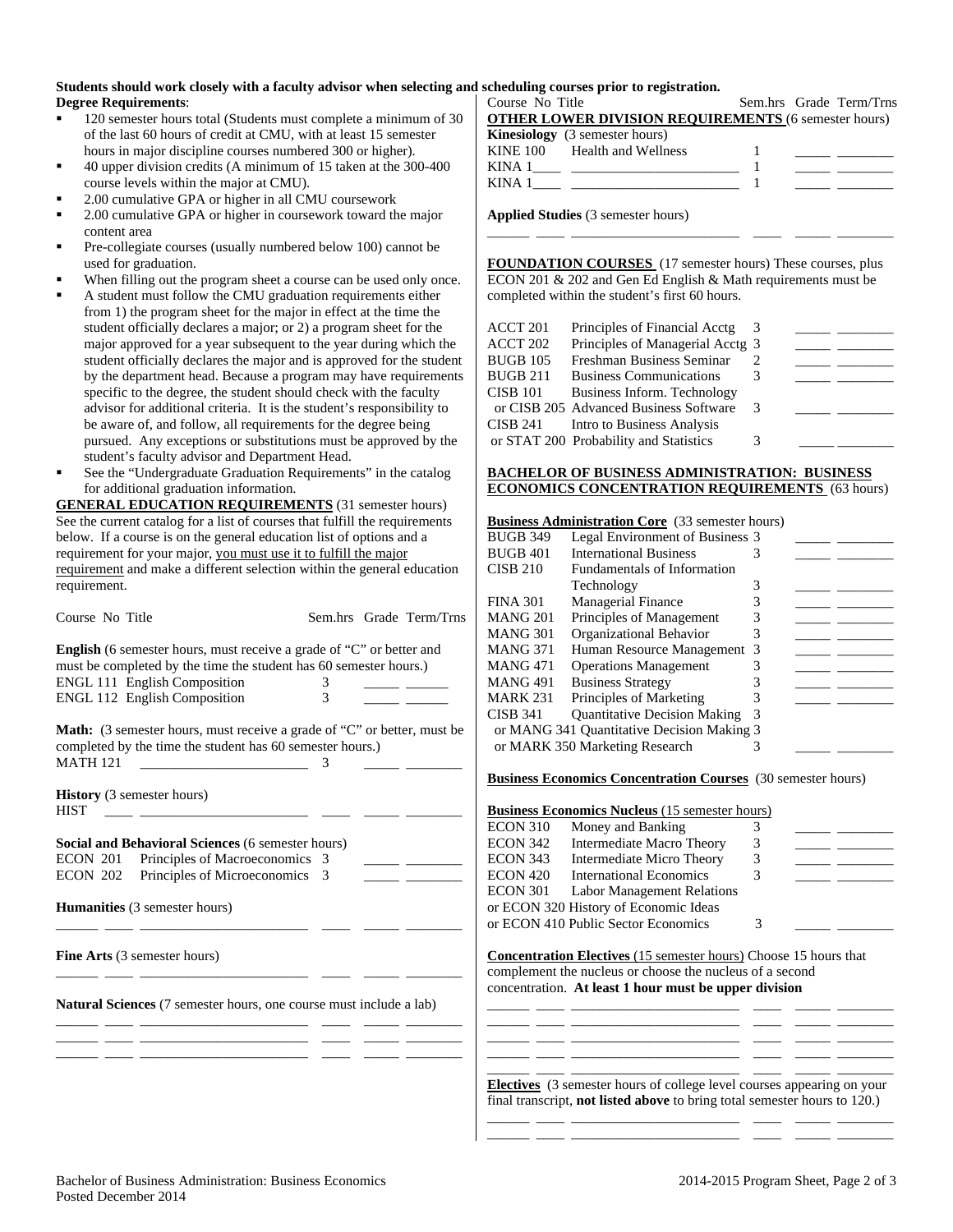**Students should work closely with a faculty advisor when selecting and scheduling courses prior to registration.**

**Degree Requirements**:

- 120 semester hours total (Students must complete a minimum of 30 of the last 60 hours of credit at CMU, with at least 15 semester hours in major discipline courses numbered 300 or higher).
- 40 upper division credits (A minimum of 15 taken at the 300-400 course levels within the major at CMU).
- 2.00 cumulative GPA or higher in all CMU coursework
- 2.00 cumulative GPA or higher in coursework toward the major content area
- Pre-collegiate courses (usually numbered below 100) cannot be used for graduation.
- When filling out the program sheet a course can be used only once.
- A student must follow the CMU graduation requirements either from 1) the program sheet for the major in effect at the time the student officially declares a major; or 2) a program sheet for the major approved for a year subsequent to the year during which the student officially declares the major and is approved for the student by the department head. Because a program may have requirements specific to the degree, the student should check with the faculty advisor for additional criteria. It is the student's responsibility to be aware of, and follow, all requirements for the degree being pursued. Any exceptions or substitutions must be approved by the student's faculty advisor and Department Head.
- See the "Undergraduate Graduation Requirements" in the catalog for additional graduation information.

**GENERAL EDUCATION REQUIREMENTS** (31 semester hours) See the current catalog for a list of courses that fulfill the requirements below. If a course is on the general education list of options and a requirement for your major, you must use it to fulfill the major requirement and make a different selection within the general education requirement.

| Course No | Title | Sem.hrs | Grade | Term/Trns |
|---|---|---|---|---|
| **English** (6 semester hours, must receive a grade of "C" or better and must be completed by the time the student has 60 semester hours.) | | | | |
| ENGL 111 | English Composition | 3 | | |
| ENGL 112 | English Composition | 3 | | |
| **Math:** (3 semester hours, must receive a grade of "C" or better, must be completed by the time the student has 60 semester hours.) | | | | |
| MATH 121 | | 3 | | |
| **History** (3 semester hours) | | | | |
| HIST | | | | |
| **Social and Behavioral Sciences** (6 semester hours) | | | | |
| ECON 201 | Principles of Macroeconomics | 3 | | |
| ECON 202 | Principles of Microeconomics | 3 | | |
| **Humanities** (3 semester hours) | | | | |
| | | | | |
| **Fine Arts** (3 semester hours) | | | | |
| | | | | |
| **Natural Sciences** (7 semester hours, one course must include a lab) | | | | |
| | | | | |
| | | | | |
| | | | | |

| Course No | Title | Sem.hrs | Grade | Term/Trns |
|---|---|---|---|---|
| **OTHER LOWER DIVISION REQUIREMENTS** (6 semester hours) | | | | |
| **Kinesiology** (3 semester hours) | | | | |
| KINE 100 | Health and Wellness | 1 | | |
| KINA 1____ | | 1 | | |
| KINA 1____ | | 1 | | |
| **Applied Studies** (3 semester hours) | | | | |
| | | | | |

**FOUNDATION COURSES** (17 semester hours) These courses, plus ECON 201 & 202 and Gen Ed English & Math requirements must be completed within the student's first 60 hours.

| Course No | Title | Sem.hrs | Grade | Term/Trns |
|---|---|---|---|---|
| ACCT 201 | Principles of Financial Acctg | 3 | | |
| ACCT 202 | Principles of Managerial Acctg | 3 | | |
| BUGB 105 | Freshman Business Seminar | 2 | | |
| BUGB 211 | Business Communications | 3 | | |
| CISB 101 or CISB 205 | Business Inform. Technology or Advanced Business Software | 3 | | |
| CISB 241 or STAT 200 | Intro to Business Analysis or Probability and Statistics | 3 | | |

**BACHELOR OF BUSINESS ADMINISTRATION: BUSINESS ECONOMICS CONCENTRATION REQUIREMENTS** (63 hours)

**Business Administration Core** (33 semester hours)

| Course No | Title | Sem.hrs | Grade | Term/Trns |
|---|---|---|---|---|
| BUGB 349 | Legal Environment of Business | 3 | | |
| BUGB 401 | International Business | 3 | | |
| CISB 210 | Fundamentals of Information Technology | 3 | | |
| FINA 301 | Managerial Finance | 3 | | |
| MANG 201 | Principles of Management | 3 | | |
| MANG 301 | Organizational Behavior | 3 | | |
| MANG 371 | Human Resource Management | 3 | | |
| MANG 471 | Operations Management | 3 | | |
| MANG 491 | Business Strategy | 3 | | |
| MARK 231 | Principles of Marketing | 3 | | |
| CISB 341 or MANG 341 or MARK 350 | Quantitative Decision Making or Quantitative Decision Making or Marketing Research | 3 | | |

**Business Economics Concentration Courses** (30 semester hours)

**Business Economics Nucleus** (15 semester hours)

| Course No | Title | Sem.hrs | Grade | Term/Trns |
|---|---|---|---|---|
| ECON 310 | Money and Banking | 3 | | |
| ECON 342 | Intermediate Macro Theory | 3 | | |
| ECON 343 | Intermediate Micro Theory | 3 | | |
| ECON 420 | International Economics | 3 | | |
| ECON 301 or ECON 320 or ECON 410 | Labor Management Relations or History of Economic Ideas or Public Sector Economics | 3 | | |

**Concentration Electives** (15 semester hours) Choose 15 hours that complement the nucleus or choose the nucleus of a second concentration. **At least 1 hour must be upper division**

| Course No | Title | Sem.hrs | Grade | Term/Trns |
|---|---|---|---|---|
| | | | | |
| | | | | |
| | | | | |
| | | | | |
| | | | | |

**Electives** (3 semester hours of college level courses appearing on your final transcript, **not listed above** to bring total semester hours to 120.)

| Course No | Title | Sem.hrs | Grade | Term/Trns |
|---|---|---|---|---|
| | | | | |
| | | | | |

Bachelor of Business Administration: Business Economics
Posted December 2014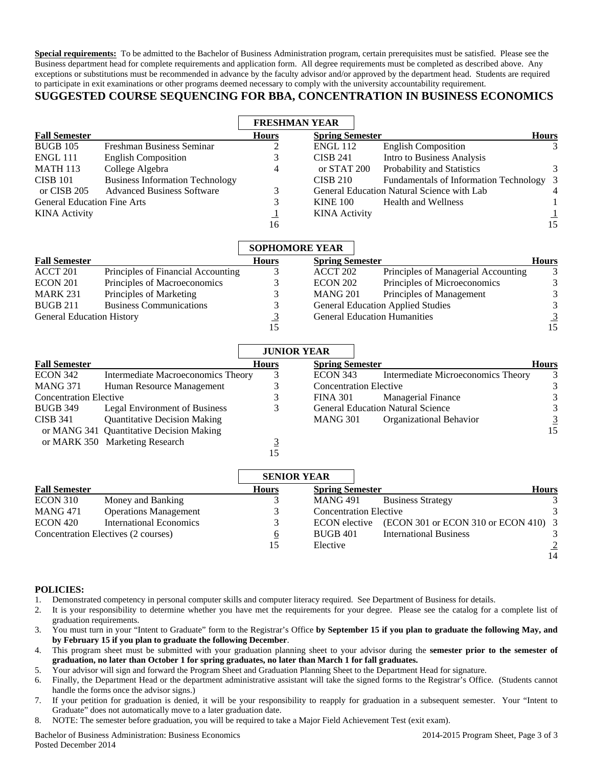**Special requirements:** To be admitted to the Bachelor of Business Administration program, certain prerequisites must be satisfied. Please see the Business department head for complete requirements and application form. All degree requirements must be completed as described above. Any exceptions or substitutions must be recommended in advance by the faculty advisor and/or approved by the department head. Students are required to participate in exit examinations or other programs deemed necessary to comply with the university accountability requirement.

## SUGGESTED COURSE SEQUENCING FOR BBA, CONCENTRATION IN BUSINESS ECONOMICS

### FRESHMAN YEAR

| Fall Semester | | Hours | Spring Semester | | Hours |
|---|---|---|---|---|---|
| BUGB 105 | Freshman Business Seminar | 2 | ENGL 112 | English Composition | 3 |
| ENGL 111 | English Composition | 3 | CISB 241 | Intro to Business Analysis | |
| MATH 113 | College Algebra | 4 | or STAT 200 | Probability and Statistics | 3 |
| CISB 101 | Business Information Technology | | CISB 210 | Fundamentals of Information Technology | 3 |
| or CISB 205 | Advanced Business Software | 3 | General Education Natural Science with Lab | | 4 |
| General Education Fine Arts | | 3 | KINE 100 | Health and Wellness | 1 |
| KINA Activity | | 1 | KINA Activity | | 1 |
| | | 16 | | | 15 |

### SOPHOMORE YEAR

| Fall Semester | | Hours | Spring Semester | | Hours |
|---|---|---|---|---|---|
| ACCT 201 | Principles of Financial Accounting | 3 | ACCT 202 | Principles of Managerial Accounting | 3 |
| ECON 201 | Principles of Macroeconomics | 3 | ECON 202 | Principles of Microeconomics | 3 |
| MARK 231 | Principles of Marketing | 3 | MANG 201 | Principles of Management | 3 |
| BUGB 211 | Business Communications | 3 | General Education Applied Studies | | 3 |
| General Education History | | 3 | General Education Humanities | | 3 |
| | | 15 | | | 15 |

### JUNIOR YEAR

| Fall Semester | | Hours | Spring Semester | | Hours |
|---|---|---|---|---|---|
| ECON 342 | Intermediate Macroeconomics Theory | 3 | ECON 343 | Intermediate Microeconomics Theory | 3 |
| MANG 371 | Human Resource Management | 3 | Concentration Elective | | 3 |
| Concentration Elective | | 3 | FINA 301 | Managerial Finance | 3 |
| BUGB 349 | Legal Environment of Business | 3 | General Education Natural Science | | 3 |
| CISB 341 | Quantitative Decision Making | | MANG 301 | Organizational Behavior | 3 |
| or MANG 341 | Quantitative Decision Making | | | | 15 |
| or MARK 350 | Marketing Research | 3 | | | |
| | | 15 | | | |

### SENIOR YEAR

| Fall Semester | | Hours | Spring Semester | | Hours |
|---|---|---|---|---|---|
| ECON 310 | Money and Banking | 3 | MANG 491 | Business Strategy | 3 |
| MANG 471 | Operations Management | 3 | Concentration Elective | | 3 |
| ECON 420 | International Economics | 3 | ECON elective | (ECON 301 or ECON 310 or ECON 410) | 3 |
| Concentration Electives (2 courses) | | 6 | BUGB 401 | International Business | 3 |
| | | 15 | Elective | | 2 |
| | | | | | 14 |

**POLICIES:**

1. Demonstrated competency in personal computer skills and computer literacy required. See Department of Business for details.
2. It is your responsibility to determine whether you have met the requirements for your degree. Please see the catalog for a complete list of graduation requirements.
3. You must turn in your "Intent to Graduate" form to the Registrar's Office **by September 15 if you plan to graduate the following May, and by February 15 if you plan to graduate the following December**.
4. This program sheet must be submitted with your graduation planning sheet to your advisor during the **semester prior to the semester of graduation, no later than October 1 for spring graduates, no later than March 1 for fall graduates.**
5. Your advisor will sign and forward the Program Sheet and Graduation Planning Sheet to the Department Head for signature.
6. Finally, the Department Head or the department administrative assistant will take the signed forms to the Registrar's Office. (Students cannot handle the forms once the advisor signs.)
7. If your petition for graduation is denied, it will be your responsibility to reapply for graduation in a subsequent semester. Your "Intent to Graduate" does not automatically move to a later graduation date.
8. NOTE: The semester before graduation, you will be required to take a Major Field Achievement Test (exit exam).

Bachelor of Business Administration: Business Economics
Posted December 2014

2014-2015 Program Sheet